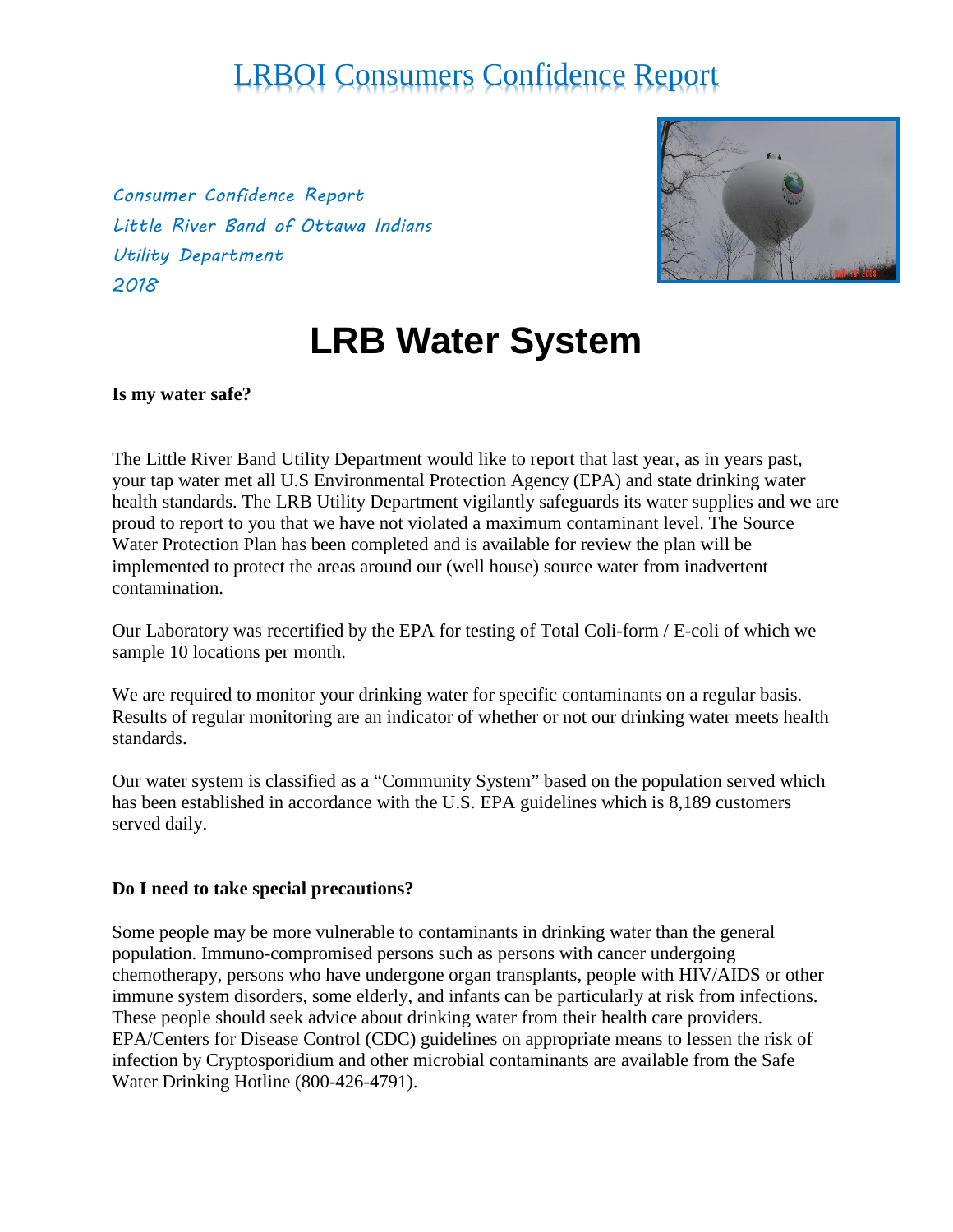# LRBOI Consumers Confidence Report

*Consumer Confidence Report*
*Little River Band of Ottawa Indians*
*Utility Department*
*2018*

## LRB Water System

**Is my water safe?**

The Little River Band Utility Department would like to report that last year, as in years past, your tap water met all U.S Environmental Protection Agency (EPA) and state drinking water health standards. The LRB Utility Department vigilantly safeguards its water supplies and we are proud to report to you that we have not violated a maximum contaminant level. The Source Water Protection Plan has been completed and is available for review the plan will be implemented to protect the areas around our (well house) source water from inadvertent contamination.

Our Laboratory was recertified by the EPA for testing of Total Coli-form / E-coli of which we sample 10 locations per month.

We are required to monitor your drinking water for specific contaminants on a regular basis. Results of regular monitoring are an indicator of whether or not our drinking water meets health standards.

Our water system is classified as a "Community System" based on the population served which has been established in accordance with the U.S. EPA guidelines which is 8,189 customers served daily.

**Do I need to take special precautions?**

Some people may be more vulnerable to contaminants in drinking water than the general population. Immuno-compromised persons such as persons with cancer undergoing chemotherapy, persons who have undergone organ transplants, people with HIV/AIDS or other immune system disorders, some elderly, and infants can be particularly at risk from infections. These people should seek advice about drinking water from their health care providers. EPA/Centers for Disease Control (CDC) guidelines on appropriate means to lessen the risk of infection by Cryptosporidium and other microbial contaminants are available from the Safe Water Drinking Hotline (800-426-4791).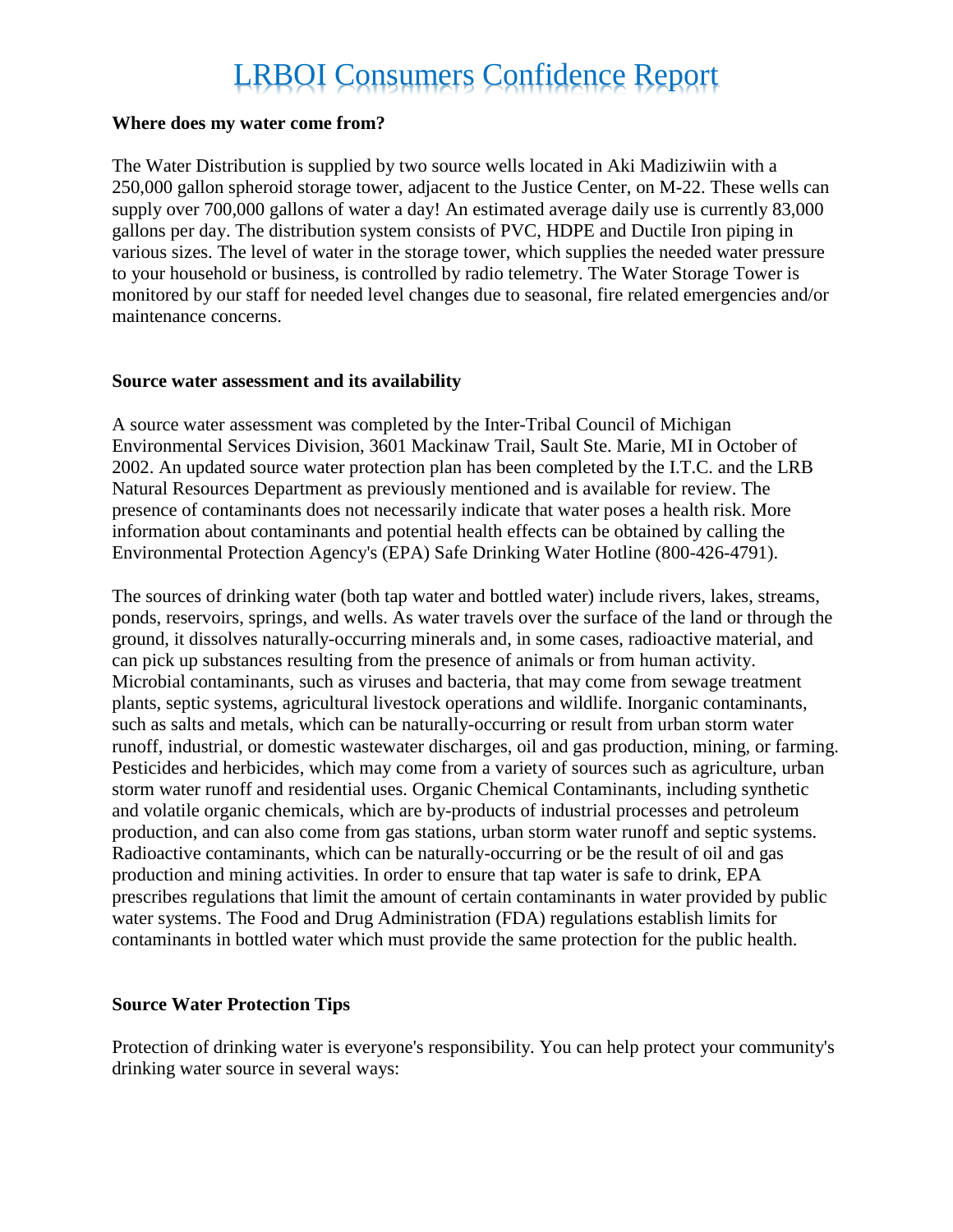# LRBOI Consumers Confidence Report

**Where does my water come from?**

The Water Distribution is supplied by two source wells located in Aki Madiziwiin with a 250,000 gallon spheroid storage tower, adjacent to the Justice Center, on M-22. These wells can supply over 700,000 gallons of water a day! An estimated average daily use is currently 83,000 gallons per day. The distribution system consists of PVC, HDPE and Ductile Iron piping in various sizes. The level of water in the storage tower, which supplies the needed water pressure to your household or business, is controlled by radio telemetry. The Water Storage Tower is monitored by our staff for needed level changes due to seasonal, fire related emergencies and/or maintenance concerns.

**Source water assessment and its availability**

A source water assessment was completed by the Inter-Tribal Council of Michigan Environmental Services Division, 3601 Mackinaw Trail, Sault Ste. Marie, MI in October of 2002. An updated source water protection plan has been completed by the I.T.C. and the LRB Natural Resources Department as previously mentioned and is available for review. The presence of contaminants does not necessarily indicate that water poses a health risk. More information about contaminants and potential health effects can be obtained by calling the Environmental Protection Agency's (EPA) Safe Drinking Water Hotline (800-426-4791).

The sources of drinking water (both tap water and bottled water) include rivers, lakes, streams, ponds, reservoirs, springs, and wells. As water travels over the surface of the land or through the ground, it dissolves naturally-occurring minerals and, in some cases, radioactive material, and can pick up substances resulting from the presence of animals or from human activity. Microbial contaminants, such as viruses and bacteria, that may come from sewage treatment plants, septic systems, agricultural livestock operations and wildlife. Inorganic contaminants, such as salts and metals, which can be naturally-occurring or result from urban storm water runoff, industrial, or domestic wastewater discharges, oil and gas production, mining, or farming. Pesticides and herbicides, which may come from a variety of sources such as agriculture, urban storm water runoff and residential uses. Organic Chemical Contaminants, including synthetic and volatile organic chemicals, which are by-products of industrial processes and petroleum production, and can also come from gas stations, urban storm water runoff and septic systems. Radioactive contaminants, which can be naturally-occurring or be the result of oil and gas production and mining activities. In order to ensure that tap water is safe to drink, EPA prescribes regulations that limit the amount of certain contaminants in water provided by public water systems. The Food and Drug Administration (FDA) regulations establish limits for contaminants in bottled water which must provide the same protection for the public health.

**Source Water Protection Tips**

Protection of drinking water is everyone's responsibility. You can help protect your community's drinking water source in several ways: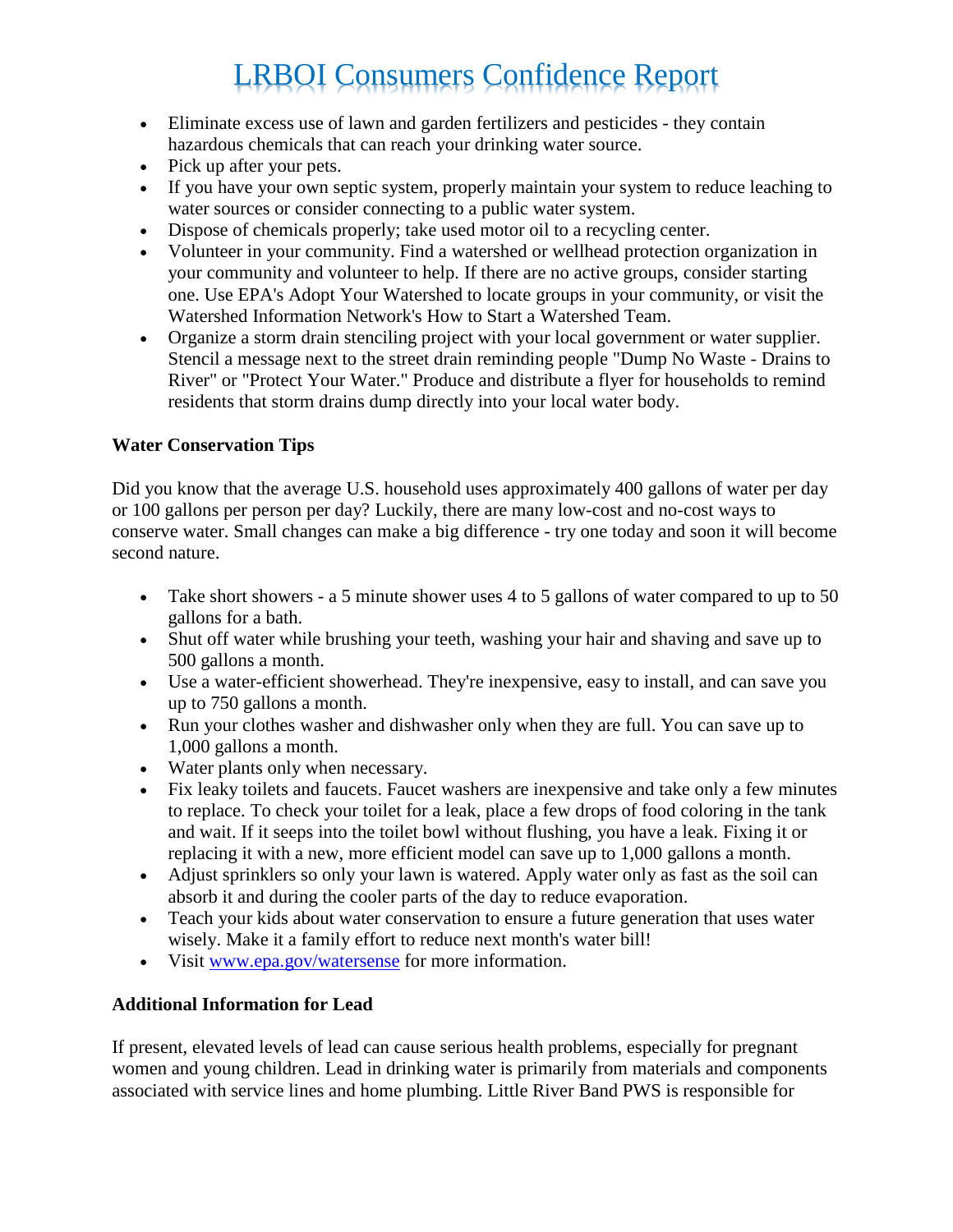- Eliminate excess use of lawn and garden fertilizers and pesticides - they contain hazardous chemicals that can reach your drinking water source.
- Pick up after your pets.
- If you have your own septic system, properly maintain your system to reduce leaching to water sources or consider connecting to a public water system.
- Dispose of chemicals properly; take used motor oil to a recycling center.
- Volunteer in your community. Find a watershed or wellhead protection organization in your community and volunteer to help. If there are no active groups, consider starting one. Use EPA's Adopt Your Watershed to locate groups in your community, or visit the Watershed Information Network's How to Start a Watershed Team.
- Organize a storm drain stenciling project with your local government or water supplier. Stencil a message next to the street drain reminding people "Dump No Waste - Drains to River" or "Protect Your Water." Produce and distribute a flyer for households to remind residents that storm drains dump directly into your local water body.

**Water Conservation Tips**

Did you know that the average U.S. household uses approximately 400 gallons of water per day or 100 gallons per person per day? Luckily, there are many low-cost and no-cost ways to conserve water. Small changes can make a big difference - try one today and soon it will become second nature.

- Take short showers - a 5 minute shower uses 4 to 5 gallons of water compared to up to 50 gallons for a bath.
- Shut off water while brushing your teeth, washing your hair and shaving and save up to 500 gallons a month.
- Use a water-efficient showerhead. They're inexpensive, easy to install, and can save you up to 750 gallons a month.
- Run your clothes washer and dishwasher only when they are full. You can save up to 1,000 gallons a month.
- Water plants only when necessary.
- Fix leaky toilets and faucets. Faucet washers are inexpensive and take only a few minutes to replace. To check your toilet for a leak, place a few drops of food coloring in the tank and wait. If it seeps into the toilet bowl without flushing, you have a leak. Fixing it or replacing it with a new, more efficient model can save up to 1,000 gallons a month.
- Adjust sprinklers so only your lawn is watered. Apply water only as fast as the soil can absorb it and during the cooler parts of the day to reduce evaporation.
- Teach your kids about water conservation to ensure a future generation that uses water wisely. Make it a family effort to reduce next month's water bill!
- Visit [www.epa.gov/watersense](http://www.epa.gov/watersense) for more information.

**Additional Information for Lead**

If present, elevated levels of lead can cause serious health problems, especially for pregnant women and young children. Lead in drinking water is primarily from materials and components associated with service lines and home plumbing. Little River Band PWS is responsible for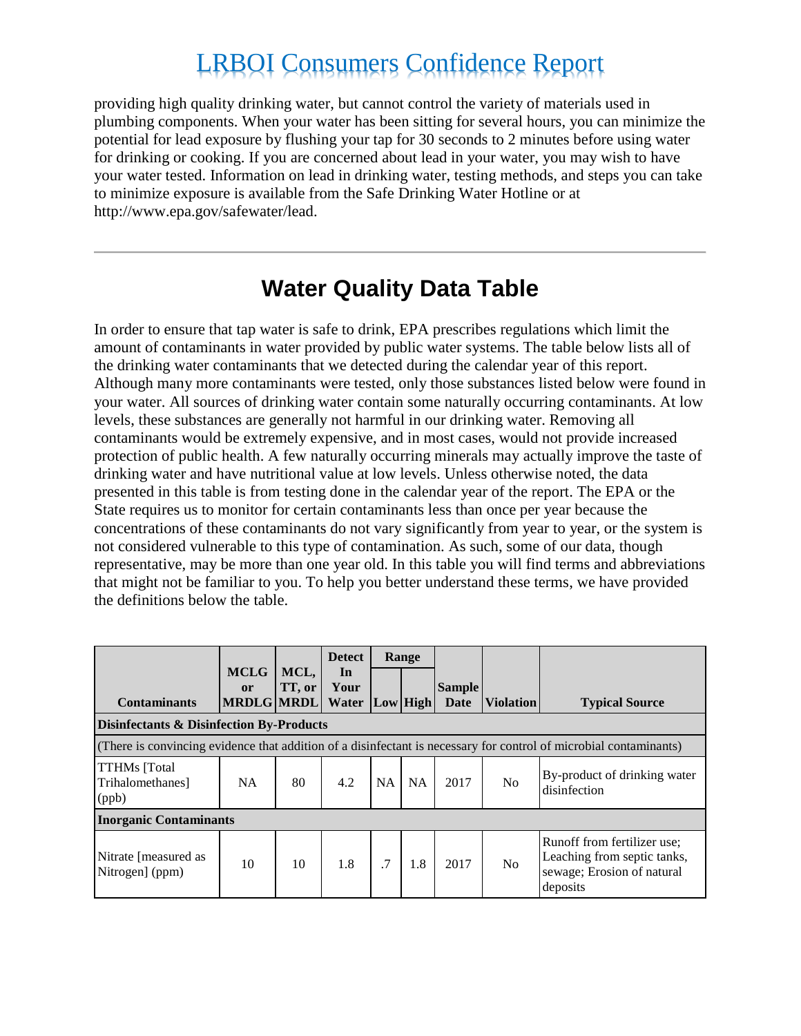providing high quality drinking water, but cannot control the variety of materials used in plumbing components. When your water has been sitting for several hours, you can minimize the potential for lead exposure by flushing your tap for 30 seconds to 2 minutes before using water for drinking or cooking. If you are concerned about lead in your water, you may wish to have your water tested. Information on lead in drinking water, testing methods, and steps you can take to minimize exposure is available from the Safe Drinking Water Hotline or at http://www.epa.gov/safewater/lead.

---

## Water Quality Data Table

In order to ensure that tap water is safe to drink, EPA prescribes regulations which limit the amount of contaminants in water provided by public water systems. The table below lists all of the drinking water contaminants that we detected during the calendar year of this report. Although many more contaminants were tested, only those substances listed below were found in your water. All sources of drinking water contain some naturally occurring contaminants. At low levels, these substances are generally not harmful in our drinking water. Removing all contaminants would be extremely expensive, and in most cases, would not provide increased protection of public health. A few naturally occurring minerals may actually improve the taste of drinking water and have nutritional value at low levels. Unless otherwise noted, the data presented in this table is from testing done in the calendar year of the report. The EPA or the State requires us to monitor for certain contaminants less than once per year because the concentrations of these contaminants do not vary significantly from year to year, or the system is not considered vulnerable to this type of contamination. As such, some of our data, though representative, may be more than one year old. In this table you will find terms and abbreviations that might not be familiar to you. To help you better understand these terms, we have provided the definitions below the table.

| Contaminants | MCLG or MRDLG | MCL, TT, or MRDL | Detect In Your Water | Range | | Sample Date | Violation | Typical Source |
|---|---|---|---|---|---|---|---|---|
| | | | | Low | High | | | |
| **Disinfectants & Disinfection By-Products** | | | | | | | | |
| (There is convincing evidence that addition of a disinfectant is necessary for control of microbial contaminants) | | | | | | | | |
| TTHMs [Total Trihalomethanes] (ppb) | NA | 80 | 4.2 | NA | NA | 2017 | No | By-product of drinking water disinfection |
| **Inorganic Contaminants** | | | | | | | | |
| Nitrate [measured as Nitrogen] (ppm) | 10 | 10 | 1.8 | .7 | 1.8 | 2017 | No | Runoff from fertilizer use; Leaching from septic tanks, sewage; Erosion of natural deposits |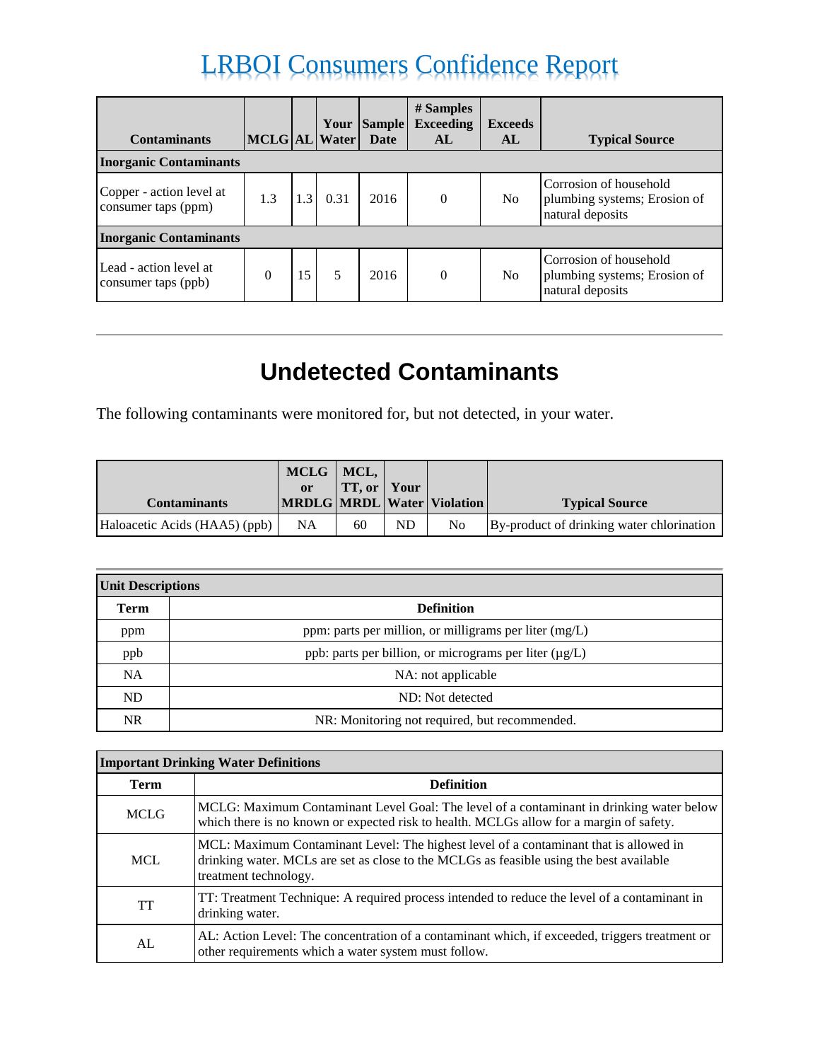# LRBOI Consumers Confidence Report

| Contaminants | MCLG | AL | Your Water | Sample Date | # Samples Exceeding AL | Exceeds AL | Typical Source |
|---|---|---|---|---|---|---|---|
| **Inorganic Contaminants** | | | | | | | |
| Copper - action level at consumer taps (ppm) | 1.3 | 1.3 | 0.31 | 2016 | 0 | No | Corrosion of household plumbing systems; Erosion of natural deposits |
| **Inorganic Contaminants** | | | | | | | |
| Lead - action level at consumer taps (ppb) | 0 | 15 | 5 | 2016 | 0 | No | Corrosion of household plumbing systems; Erosion of natural deposits |

---

## Undetected Contaminants

The following contaminants were monitored for, but not detected, in your water.

| Contaminants | MCLG or MRDLG | MCL, TT, or MRDL | Your Water | Violation | Typical Source |
|---|---|---|---|---|---|
| Haloacetic Acids (HAA5) (ppb) | NA | 60 | ND | No | By-product of drinking water chlorination |

| **Unit Descriptions** | |
|---|---|
| **Term** | **Definition** |
| ppm | ppm: parts per million, or milligrams per liter (mg/L) |
| ppb | ppb: parts per billion, or micrograms per liter (µg/L) |
| NA | NA: not applicable |
| ND | ND: Not detected |
| NR | NR: Monitoring not required, but recommended. |

| **Important Drinking Water Definitions** | |
|---|---|
| **Term** | **Definition** |
| MCLG | MCLG: Maximum Contaminant Level Goal: The level of a contaminant in drinking water below which there is no known or expected risk to health. MCLGs allow for a margin of safety. |
| MCL | MCL: Maximum Contaminant Level: The highest level of a contaminant that is allowed in drinking water. MCLs are set as close to the MCLGs as feasible using the best available treatment technology. |
| TT | TT: Treatment Technique: A required process intended to reduce the level of a contaminant in drinking water. |
| AL | AL: Action Level: The concentration of a contaminant which, if exceeded, triggers treatment or other requirements which a water system must follow. |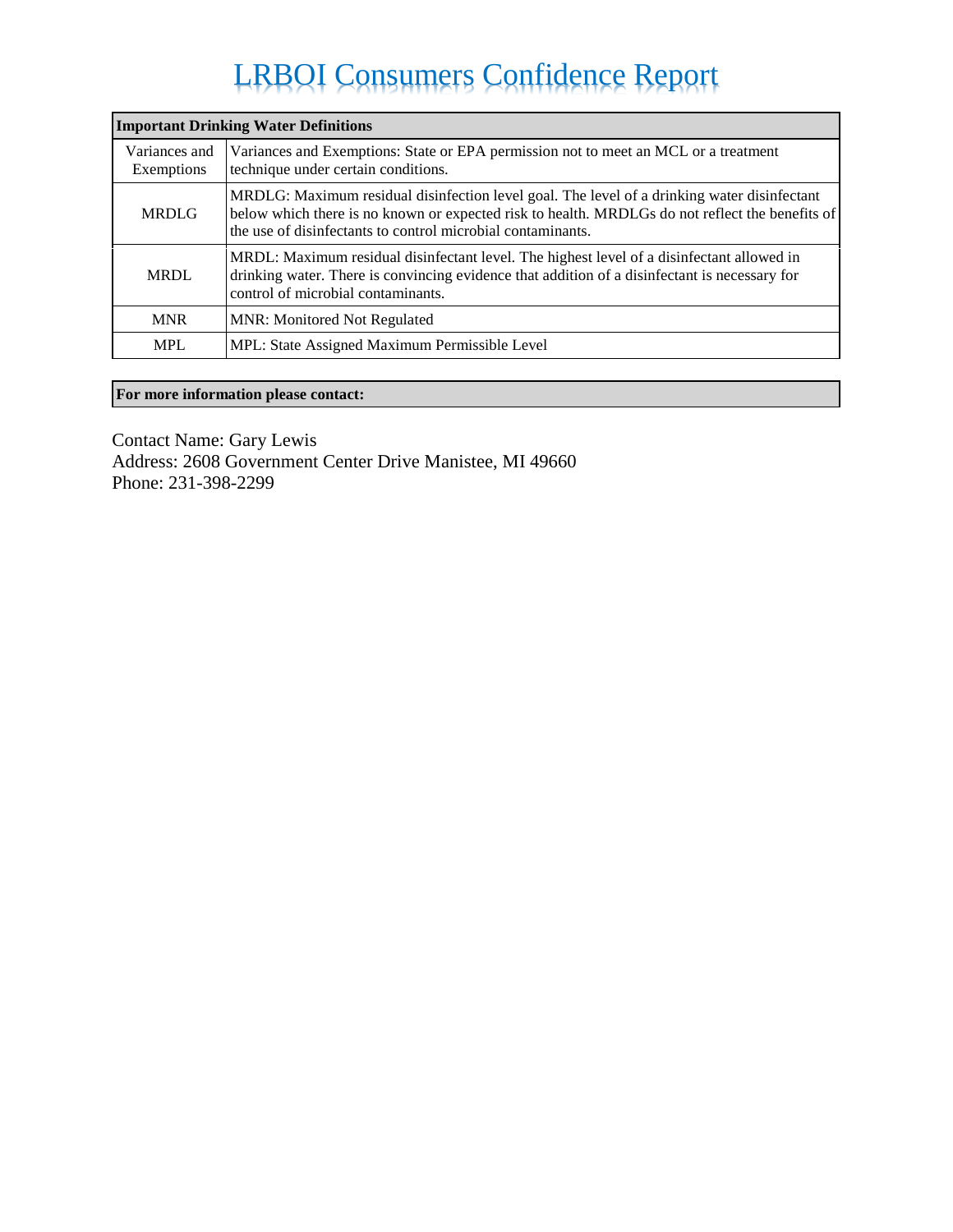# LRBOI Consumers Confidence Report

| Important Drinking Water Definitions | |
|---|---|
| Variances and Exemptions | Variances and Exemptions: State or EPA permission not to meet an MCL or a treatment technique under certain conditions. |
| MRDLG | MRDLG: Maximum residual disinfection level goal. The level of a drinking water disinfectant below which there is no known or expected risk to health. MRDLGs do not reflect the benefits of the use of disinfectants to control microbial contaminants. |
| MRDL | MRDL: Maximum residual disinfectant level. The highest level of a disinfectant allowed in drinking water. There is convincing evidence that addition of a disinfectant is necessary for control of microbial contaminants. |
| MNR | MNR: Monitored Not Regulated |
| MPL | MPL: State Assigned Maximum Permissible Level |

**For more information please contact:**

Contact Name: Gary Lewis
Address: 2608 Government Center Drive Manistee, MI 49660
Phone: 231-398-2299